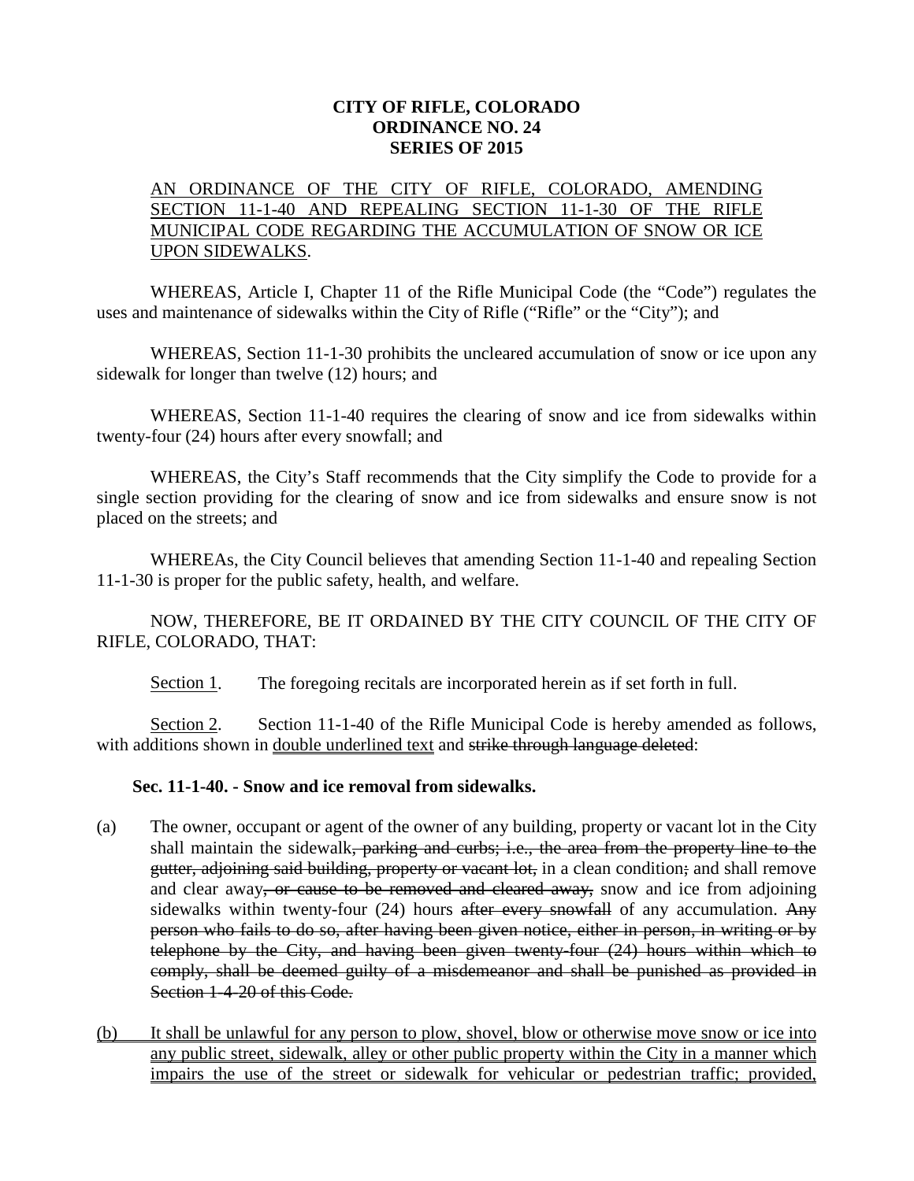**CITY OF RIFLE, COLORADO**
**ORDINANCE NO. 24**
**SERIES OF 2015**

<u>AN ORDINANCE OF THE CITY OF RIFLE, COLORADO, AMENDING SECTION 11-1-40 AND REPEALING SECTION 11-1-30 OF THE RIFLE MUNICIPAL CODE REGARDING THE ACCUMULATION OF SNOW OR ICE UPON SIDEWALKS</u>.

WHEREAS, Article I, Chapter 11 of the Rifle Municipal Code (the "Code") regulates the uses and maintenance of sidewalks within the City of Rifle ("Rifle" or the "City"); and

WHEREAS, Section 11-1-30 prohibits the uncleared accumulation of snow or ice upon any sidewalk for longer than twelve (12) hours; and

WHEREAS, Section 11-1-40 requires the clearing of snow and ice from sidewalks within twenty-four (24) hours after every snowfall; and

WHEREAS, the City's Staff recommends that the City simplify the Code to provide for a single section providing for the clearing of snow and ice from sidewalks and ensure snow is not placed on the streets; and

WHEREAs, the City Council believes that amending Section 11-1-40 and repealing Section 11-1-30 is proper for the public safety, health, and welfare.

NOW, THEREFORE, BE IT ORDAINED BY THE CITY COUNCIL OF THE CITY OF RIFLE, COLORADO, THAT:

<u>Section 1</u>. The foregoing recitals are incorporated herein as if set forth in full.

<u>Section 2</u>. Section 11-1-40 of the Rifle Municipal Code is hereby amended as follows, with additions shown in <u>double underlined text</u> and ~~strike through language deleted~~:

**Sec. 11-1-40. - Snow and ice removal from sidewalks.**

(a) The owner, occupant or agent of the owner of any building, property or vacant lot in the City shall maintain the sidewalk~~, parking and curbs; i.e., the area from the property line to the gutter, adjoining said building, property or vacant lot,~~ in a clean condition~~;~~ and shall remove and clear away~~, or cause to be removed and cleared away,~~ snow and ice from adjoining sidewalks within twenty-four (24) hours ~~after every snowfall~~ of any accumulation. ~~Any person who fails to do so, after having been given notice, either in person, in writing or by telephone by the City, and having been given twenty-four (24) hours within which to comply, shall be deemed guilty of a misdemeanor and shall be punished as provided in Section 1-4-20 of this Code.~~

<u>(b) It shall be unlawful for any person to plow, shovel, blow or otherwise move snow or ice into any public street, sidewalk, alley or other public property within the City in a manner which impairs the use of the street or sidewalk for vehicular or pedestrian traffic; provided,</u>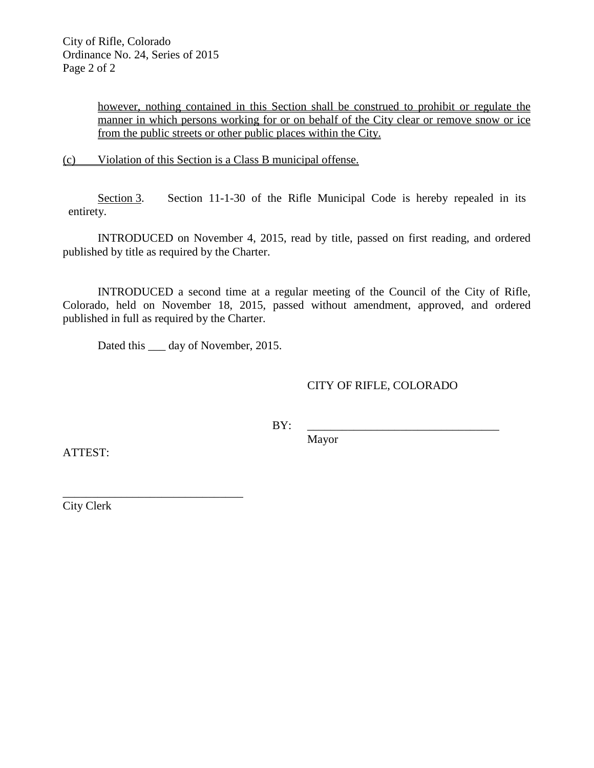however, nothing contained in this Section shall be construed to prohibit or regulate the manner in which persons working for or on behalf of the City clear or remove snow or ice from the public streets or other public places within the City.

(c) Violation of this Section is a Class B municipal offense.

Section 3. Section 11-1-30 of the Rifle Municipal Code is hereby repealed in its entirety.

INTRODUCED on November 4, 2015, read by title, passed on first reading, and ordered published by title as required by the Charter.

INTRODUCED a second time at a regular meeting of the Council of the City of Rifle, Colorado, held on November 18, 2015, passed without amendment, approved, and ordered published in full as required by the Charter.

Dated this ___ day of November, 2015.

CITY OF RIFLE, COLORADO

BY: _________________________________
Mayor

ATTEST:

_______________________________
City Clerk